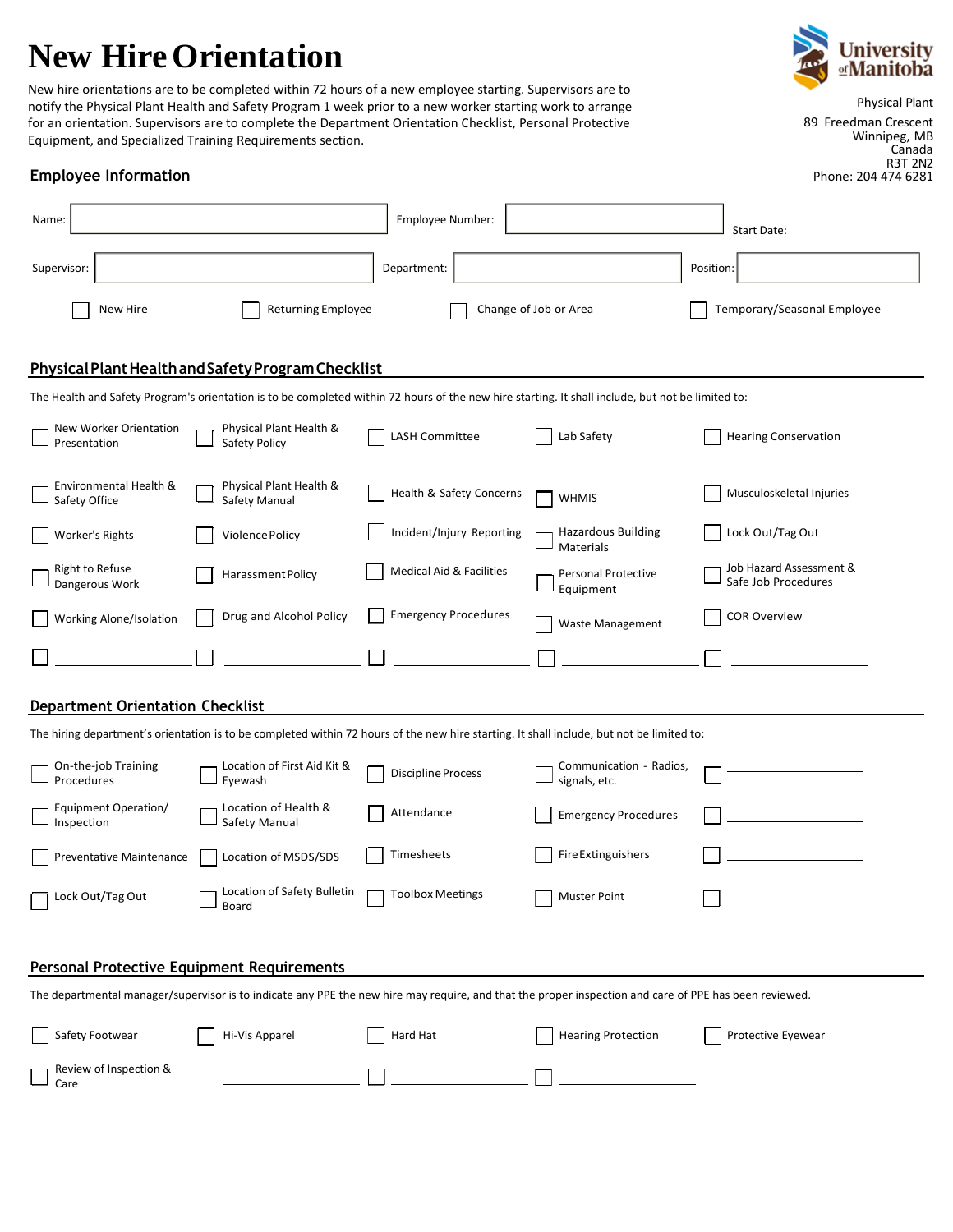# New Hire Orientation

New hire orientations are to be completed within 72 hours of a new employee starting. Supervisors are to notify the Physical Plant Health and Safety Program 1 week prior to a new worker starting work to arrange for an orientation. Supervisors are to complete the Department Orientation Checklist, Personal Protective Equipment, and Specialized Training Requirements section.

University of Manitoba
Physical Plant
89 Freedman Crescent
Winnipeg, MB
Canada
R3T 2N2
Phone: 204 474 6281

## Employee Information

Name: ____________________ Employee Number: ____________________ Start Date: ____________________

Supervisor: ____________________ Department: ____________________ Position: ____________________

☐ New Hire ☐ Returning Employee ☐ Change of Job or Area ☐ Temporary/Seasonal Employee

## Physical Plant Health and Safety Program Checklist

The Health and Safety Program's orientation is to be completed within 72 hours of the new hire starting. It shall include, but not be limited to:

| | | | | |
|---|---|---|---|---|
| ☐ New Worker Orientation Presentation | ☐ Physical Plant Health & Safety Policy | ☐ LASH Committee | ☐ Lab Safety | ☐ Hearing Conservation |
| ☐ Environmental Health & Safety Office | ☐ Physical Plant Health & Safety Manual | ☐ Health & Safety Concerns | ☐ WHMIS | ☐ Musculoskeletal Injuries |
| ☐ Worker's Rights | ☐ Violence Policy | ☐ Incident/Injury Reporting | ☐ Hazardous Building Materials | ☐ Lock Out/Tag Out |
| ☐ Right to Refuse Dangerous Work | ☐ Harassment Policy | ☐ Medical Aid & Facilities | ☐ Personal Protective Equipment | ☐ Job Hazard Assessment & Safe Job Procedures |
| ☐ Working Alone/Isolation | ☐ Drug and Alcohol Policy | ☐ Emergency Procedures | ☐ Waste Management | ☐ COR Overview |
| ☐ ____________ | ☐ ____________ | ☐ ____________ | ☐ ____________ | ☐ ____________ |

## Department Orientation Checklist

The hiring department's orientation is to be completed within 72 hours of the new hire starting. It shall include, but not be limited to:

| | | | | |
|---|---|---|---|---|
| ☐ On-the-job Training Procedures | ☐ Location of First Aid Kit & Eyewash | ☐ Discipline Process | ☐ Communication - Radios, signals, etc. | ☐ ____________ |
| ☐ Equipment Operation/ Inspection | ☐ Location of Health & Safety Manual | ☐ Attendance | ☐ Emergency Procedures | ☐ ____________ |
| ☐ Preventative Maintenance | ☐ Location of MSDS/SDS | ☐ Timesheets | ☐ Fire Extinguishers | ☐ ____________ |
| ☐ Lock Out/Tag Out | ☐ Location of Safety Bulletin Board | ☐ Toolbox Meetings | ☐ Muster Point | ☐ ____________ |

## Personal Protective Equipment Requirements

The departmental manager/supervisor is to indicate any PPE the new hire may require, and that the proper inspection and care of PPE has been reviewed.

| | | | | |
|---|---|---|---|---|
| ☐ Safety Footwear | ☐ Hi-Vis Apparel | ☐ Hard Hat | ☐ Hearing Protection | ☐ Protective Eyewear |
| ☐ Review of Inspection & Care | ____________ | ☐ ____________ | ☐ ____________ | |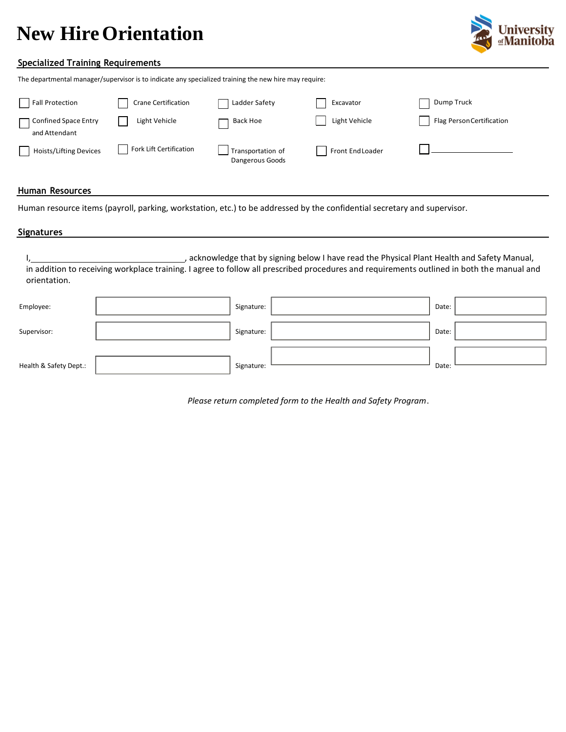# New Hire Orientation

## Specialized Training Requirements

The departmental manager/supervisor is to indicate any specialized training the new hire may require:

| | | | | |
|---|---|---|---|---|
| ☐ Fall Protection | ☐ Crane Certification | ☐ Ladder Safety | ☐ Excavator | ☐ Dump Truck |
| ☐ Confined Space Entry and Attendant | ☐ Light Vehicle | ☐ Back Hoe | ☐ Light Vehicle | ☐ Flag Person Certification |
| ☐ Hoists/Lifting Devices | ☐ Fork Lift Certification | ☐ Transportation of Dangerous Goods | ☐ Front End Loader | ☐ ______________ |

## Human Resources

Human resource items (payroll, parking, workstation, etc.) to be addressed by the confidential secretary and supervisor.

## Signatures

I,________________________________, acknowledge that by signing below I have read the Physical Plant Health and Safety Manual, in addition to receiving workplace training. I agree to follow all prescribed procedures and requirements outlined in both the manual and orientation.

| | | | | | |
|---|---|---|---|---|---|
| Employee: | | Signature: | | Date: | |
| Supervisor: | | Signature: | | Date: | |
| Health & Safety Dept.: | | Signature: | | Date: | |

*Please return completed form to the Health and Safety Program.*